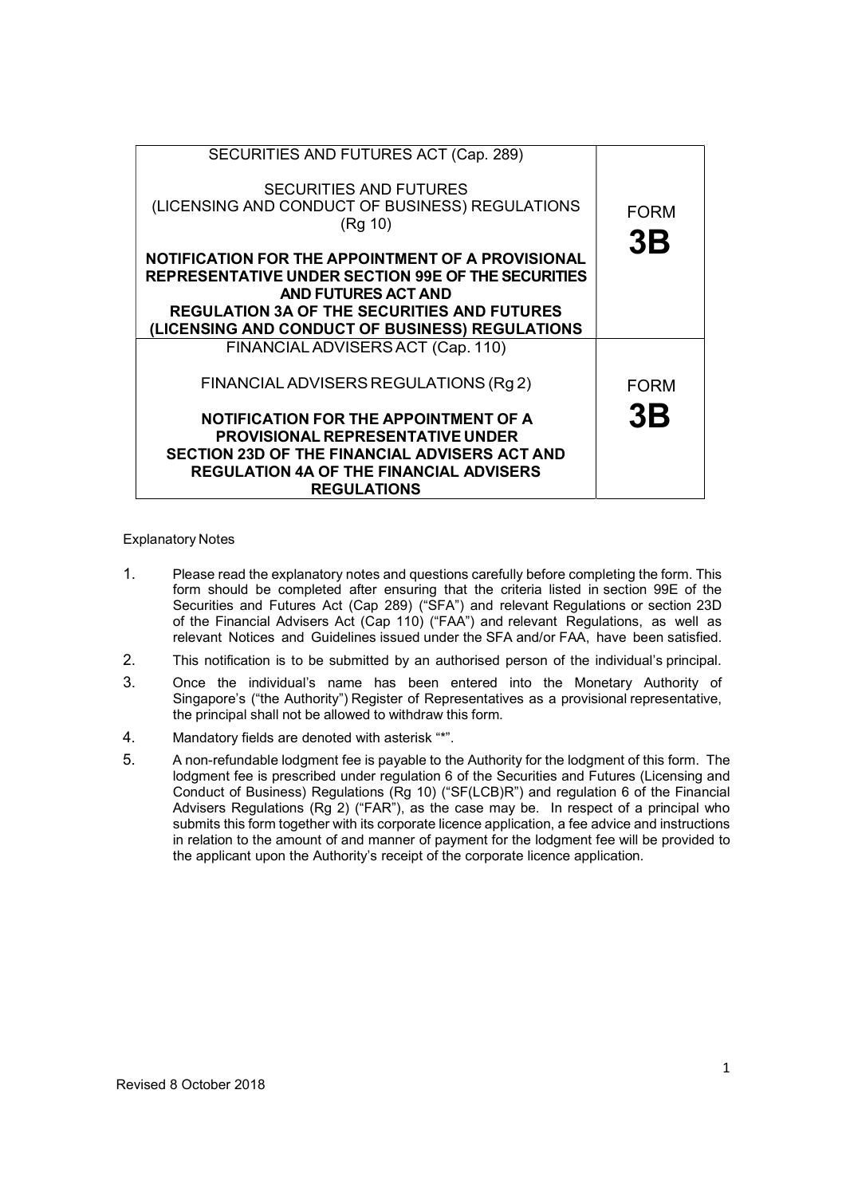| SECURITIES AND FUTURES ACT (Cap. 289)<br><br>SECURITIES AND FUTURES<br>(LICENSING AND CONDUCT OF BUSINESS) REGULATIONS<br>(Rg 10)<br><br>**NOTIFICATION FOR THE APPOINTMENT OF A PROVISIONAL REPRESENTATIVE UNDER SECTION 99E OF THE SECURITIES AND FUTURES ACT AND REGULATION 3A OF THE SECURITIES AND FUTURES (LICENSING AND CONDUCT OF BUSINESS) REGULATIONS** | FORM<br>**3B** |
|---|---|
| FINANCIAL ADVISERS ACT (Cap. 110)<br><br>FINANCIAL ADVISERS REGULATIONS (Rg 2)<br><br>**NOTIFICATION FOR THE APPOINTMENT OF A PROVISIONAL REPRESENTATIVE UNDER SECTION 23D OF THE FINANCIAL ADVISERS ACT AND REGULATION 4A OF THE FINANCIAL ADVISERS REGULATIONS** | FORM<br>**3B** |

Explanatory Notes

1. Please read the explanatory notes and questions carefully before completing the form. This form should be completed after ensuring that the criteria listed in section 99E of the Securities and Futures Act (Cap 289) ("SFA") and relevant Regulations or section 23D of the Financial Advisers Act (Cap 110) ("FAA") and relevant Regulations, as well as relevant Notices and Guidelines issued under the SFA and/or FAA, have been satisfied.
2. This notification is to be submitted by an authorised person of the individual's principal.
3. Once the individual's name has been entered into the Monetary Authority of Singapore's ("the Authority") Register of Representatives as a provisional representative, the principal shall not be allowed to withdraw this form.
4. Mandatory fields are denoted with asterisk "*".
5. A non-refundable lodgment fee is payable to the Authority for the lodgment of this form. The lodgment fee is prescribed under regulation 6 of the Securities and Futures (Licensing and Conduct of Business) Regulations (Rg 10) ("SF(LCB)R") and regulation 6 of the Financial Advisers Regulations (Rg 2) ("FAR"), as the case may be. In respect of a principal who submits this form together with its corporate licence application, a fee advice and instructions in relation to the amount of and manner of payment for the lodgment fee will be provided to the applicant upon the Authority's receipt of the corporate licence application.

Revised 8 October 2018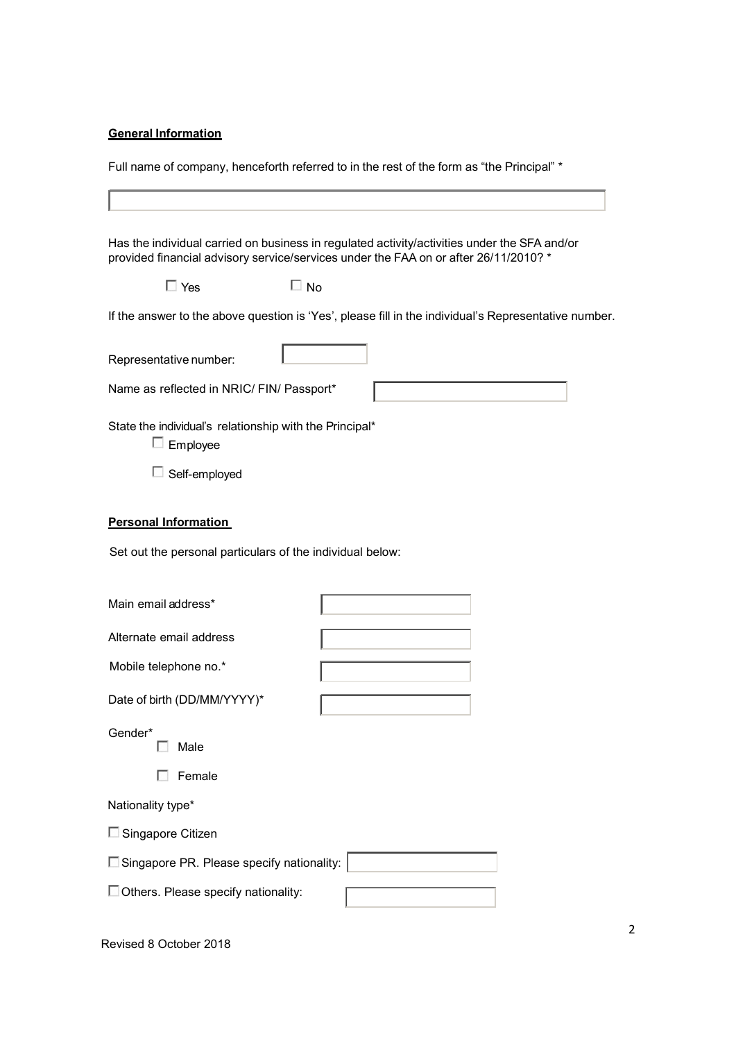**General Information**

Full name of company, henceforth referred to in the rest of the form as "the Principal" *

Has the individual carried on business in regulated activity/activities under the SFA and/or provided financial advisory service/services under the FAA on or after 26/11/2010? *

☐ Yes ☐ No

If the answer to the above question is 'Yes', please fill in the individual's Representative number.

Representative number:

Name as reflected in NRIC/ FIN/ Passport*

State the individual's relationship with the Principal*

☐ Employee

☐ Self-employed

**Personal Information**

Set out the personal particulars of the individual below:

Main email address*

Alternate email address

Mobile telephone no.*

Date of birth (DD/MM/YYYY)*

Gender*

☐ Male

☐ Female

Nationality type*

☐ Singapore Citizen

☐ Singapore PR. Please specify nationality:

☐ Others. Please specify nationality:

Revised 8 October 2018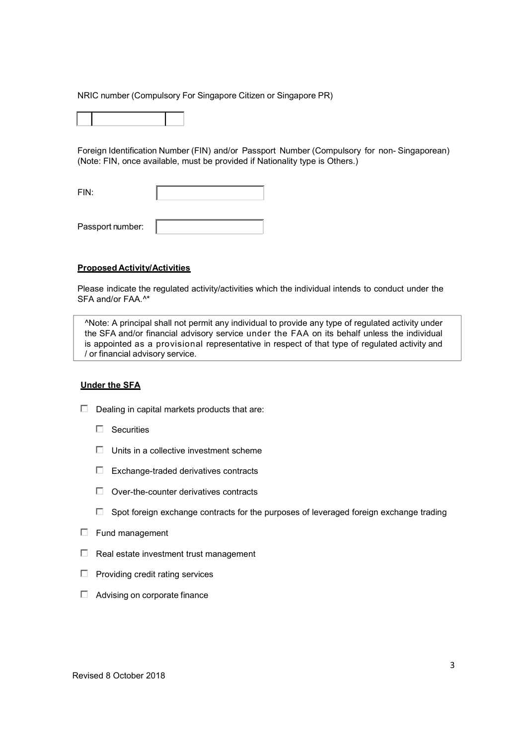NRIC number (Compulsory For Singapore Citizen or Singapore PR)

| | | |
|---|---|---|
| | | |

Foreign Identification Number (FIN) and/or Passport Number (Compulsory for non- Singaporean)
(Note: FIN, once available, must be provided if Nationality type is Others.)

FIN: ____________________

Passport number: ____________________

**Proposed Activity/Activities**

Please indicate the regulated activity/activities which the individual intends to conduct under the SFA and/or FAA.^*

> ^Note: A principal shall not permit any individual to provide any type of regulated activity under the SFA and/or financial advisory service under the FAA on its behalf unless the individual is appointed as a provisional representative in respect of that type of regulated activity and / or financial advisory service.

**Under the SFA**

- ☐ Dealing in capital markets products that are:
  - ☐ Securities
  - ☐ Units in a collective investment scheme
  - ☐ Exchange-traded derivatives contracts
  - ☐ Over-the-counter derivatives contracts
  - ☐ Spot foreign exchange contracts for the purposes of leveraged foreign exchange trading
- ☐ Fund management
- ☐ Real estate investment trust management
- ☐ Providing credit rating services
- ☐ Advising on corporate finance

Revised 8 October 2018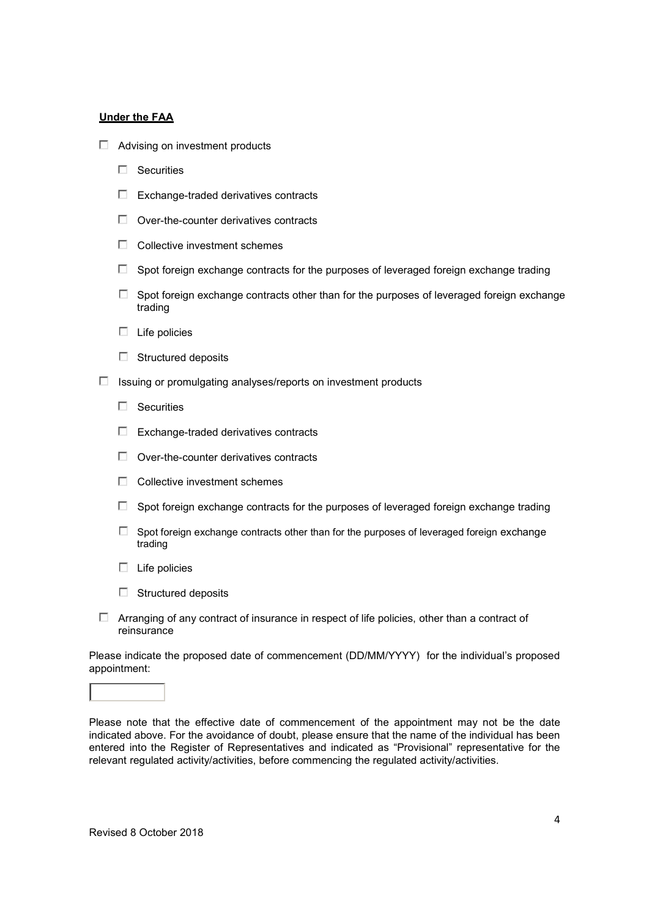**Under the FAA**

- ☐ Advising on investment products
  - ☐ Securities
  - ☐ Exchange-traded derivatives contracts
  - ☐ Over-the-counter derivatives contracts
  - ☐ Collective investment schemes
  - ☐ Spot foreign exchange contracts for the purposes of leveraged foreign exchange trading
  - ☐ Spot foreign exchange contracts other than for the purposes of leveraged foreign exchange trading
  - ☐ Life policies
  - ☐ Structured deposits
- ☐ Issuing or promulgating analyses/reports on investment products
  - ☐ Securities
  - ☐ Exchange-traded derivatives contracts
  - ☐ Over-the-counter derivatives contracts
  - ☐ Collective investment schemes
  - ☐ Spot foreign exchange contracts for the purposes of leveraged foreign exchange trading
  - ☐ Spot foreign exchange contracts other than for the purposes of leveraged foreign exchange trading
  - ☐ Life policies
  - ☐ Structured deposits
- ☐ Arranging of any contract of insurance in respect of life policies, other than a contract of reinsurance

Please indicate the proposed date of commencement (DD/MM/YYYY) for the individual's proposed appointment:

[          ]

Please note that the effective date of commencement of the appointment may not be the date indicated above. For the avoidance of doubt, please ensure that the name of the individual has been entered into the Register of Representatives and indicated as "Provisional" representative for the relevant regulated activity/activities, before commencing the regulated activity/activities.

Revised 8 October 2018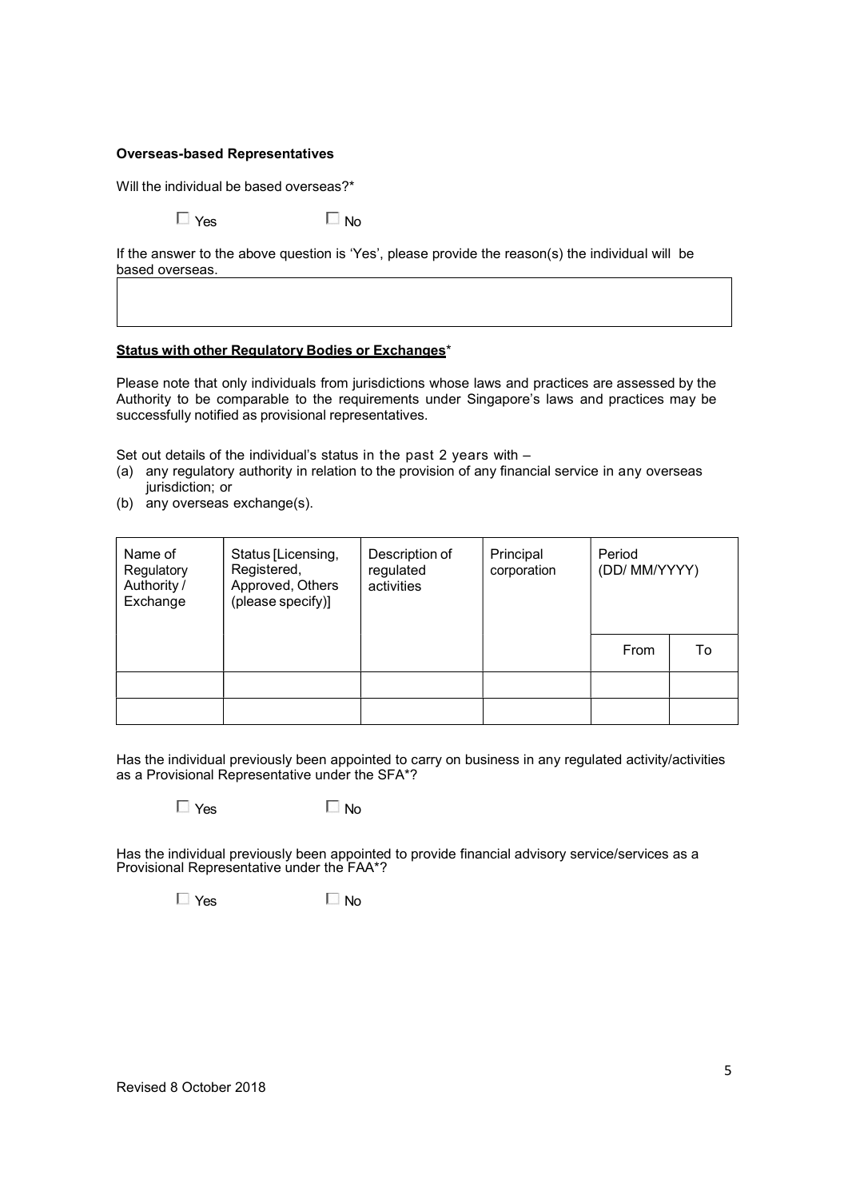**Overseas-based Representatives**

Will the individual be based overseas?*

☐ Yes ☐ No

If the answer to the above question is 'Yes', please provide the reason(s) the individual will be based overseas.

| |
|---|
| |

**Status with other Regulatory Bodies or Exchanges***

Please note that only individuals from jurisdictions whose laws and practices are assessed by the Authority to be comparable to the requirements under Singapore's laws and practices may be successfully notified as provisional representatives.

Set out details of the individual's status in the past 2 years with –

(a) any regulatory authority in relation to the provision of any financial service in any overseas jurisdiction; or
(b) any overseas exchange(s).

| Name of Regulatory Authority / Exchange | Status [Licensing, Registered, Approved, Others (please specify)] | Description of regulated activities | Principal corporation | Period (DD/ MM/YYYY) | |
|---|---|---|---|---|---|
| | | | | From | To |
| | | | | | |
| | | | | | |

Has the individual previously been appointed to carry on business in any regulated activity/activities as a Provisional Representative under the SFA*?

☐ Yes ☐ No

Has the individual previously been appointed to provide financial advisory service/services as a Provisional Representative under the FAA*?

☐ Yes ☐ No

Revised 8 October 2018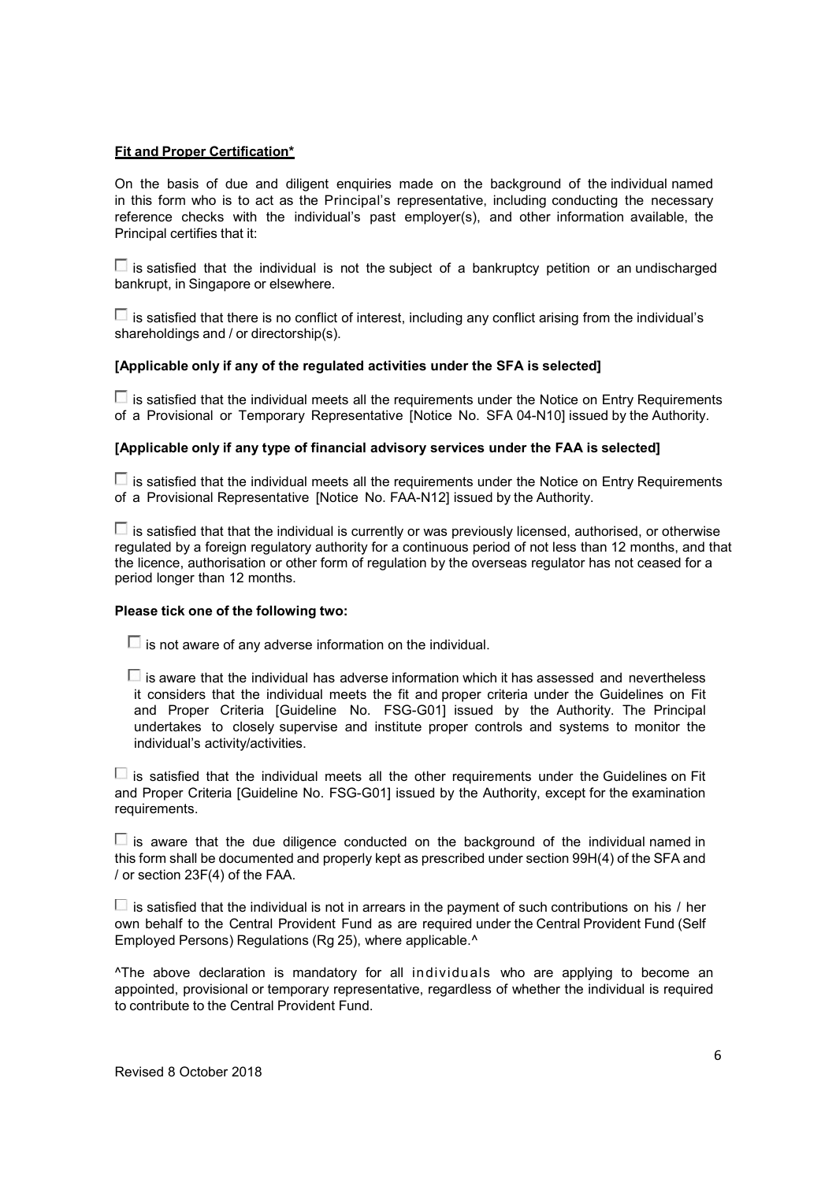**Fit and Proper Certification***

On the basis of due and diligent enquiries made on the background of the individual named in this form who is to act as the Principal's representative, including conducting the necessary reference checks with the individual's past employer(s), and other information available, the Principal certifies that it:

☐ is satisfied that the individual is not the subject of a bankruptcy petition or an undischarged bankrupt, in Singapore or elsewhere.

☐ is satisfied that there is no conflict of interest, including any conflict arising from the individual's shareholdings and / or directorship(s).

**[Applicable only if any of the regulated activities under the SFA is selected]**

☐ is satisfied that the individual meets all the requirements under the Notice on Entry Requirements of a Provisional or Temporary Representative [Notice No. SFA 04-N10] issued by the Authority.

**[Applicable only if any type of financial advisory services under the FAA is selected]**

☐ is satisfied that the individual meets all the requirements under the Notice on Entry Requirements of a Provisional Representative [Notice No. FAA-N12] issued by the Authority.

☐ is satisfied that that the individual is currently or was previously licensed, authorised, or otherwise regulated by a foreign regulatory authority for a continuous period of not less than 12 months, and that the licence, authorisation or other form of regulation by the overseas regulator has not ceased for a period longer than 12 months.

**Please tick one of the following two:**

☐ is not aware of any adverse information on the individual.

☐ is aware that the individual has adverse information which it has assessed and nevertheless it considers that the individual meets the fit and proper criteria under the Guidelines on Fit and Proper Criteria [Guideline No. FSG-G01] issued by the Authority. The Principal undertakes to closely supervise and institute proper controls and systems to monitor the individual's activity/activities.

☐ is satisfied that the individual meets all the other requirements under the Guidelines on Fit and Proper Criteria [Guideline No. FSG-G01] issued by the Authority, except for the examination requirements.

☐ is aware that the due diligence conducted on the background of the individual named in this form shall be documented and properly kept as prescribed under section 99H(4) of the SFA and / or section 23F(4) of the FAA.

☐ is satisfied that the individual is not in arrears in the payment of such contributions on his / her own behalf to the Central Provident Fund as are required under the Central Provident Fund (Self Employed Persons) Regulations (Rg 25), where applicable.^

^The above declaration is mandatory for all individuals who are applying to become an appointed, provisional or temporary representative, regardless of whether the individual is required to contribute to the Central Provident Fund.

Revised 8 October 2018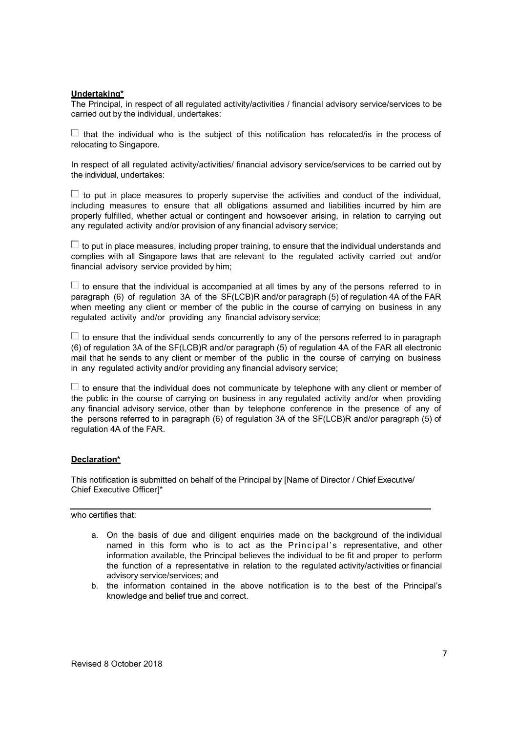**Undertaking***

The Principal, in respect of all regulated activity/activities / financial advisory service/services to be carried out by the individual, undertakes:

☐ that the individual who is the subject of this notification has relocated/is in the process of relocating to Singapore.

In respect of all regulated activity/activities/ financial advisory service/services to be carried out by the individual, undertakes:

☐ to put in place measures to properly supervise the activities and conduct of the individual, including measures to ensure that all obligations assumed and liabilities incurred by him are properly fulfilled, whether actual or contingent and howsoever arising, in relation to carrying out any regulated activity and/or provision of any financial advisory service;

☐ to put in place measures, including proper training, to ensure that the individual understands and complies with all Singapore laws that are relevant to the regulated activity carried out and/or financial advisory service provided by him;

☐ to ensure that the individual is accompanied at all times by any of the persons referred to in paragraph (6) of regulation 3A of the SF(LCB)R and/or paragraph (5) of regulation 4A of the FAR when meeting any client or member of the public in the course of carrying on business in any regulated activity and/or providing any financial advisory service;

☐ to ensure that the individual sends concurrently to any of the persons referred to in paragraph (6) of regulation 3A of the SF(LCB)R and/or paragraph (5) of regulation 4A of the FAR all electronic mail that he sends to any client or member of the public in the course of carrying on business in any regulated activity and/or providing any financial advisory service;

☐ to ensure that the individual does not communicate by telephone with any client or member of the public in the course of carrying on business in any regulated activity and/or when providing any financial advisory service, other than by telephone conference in the presence of any of the persons referred to in paragraph (6) of regulation 3A of the SF(LCB)R and/or paragraph (5) of regulation 4A of the FAR.

**Declaration***

This notification is submitted on behalf of the Principal by [Name of Director / Chief Executive/ Chief Executive Officer]*

______________________________________________________________

who certifies that:

a. On the basis of due and diligent enquiries made on the background of the individual named in this form who is to act as the Principal's representative, and other information available, the Principal believes the individual to be fit and proper to perform the function of a representative in relation to the regulated activity/activities or financial advisory service/services; and
b. the information contained in the above notification is to the best of the Principal's knowledge and belief true and correct.

Revised 8 October 2018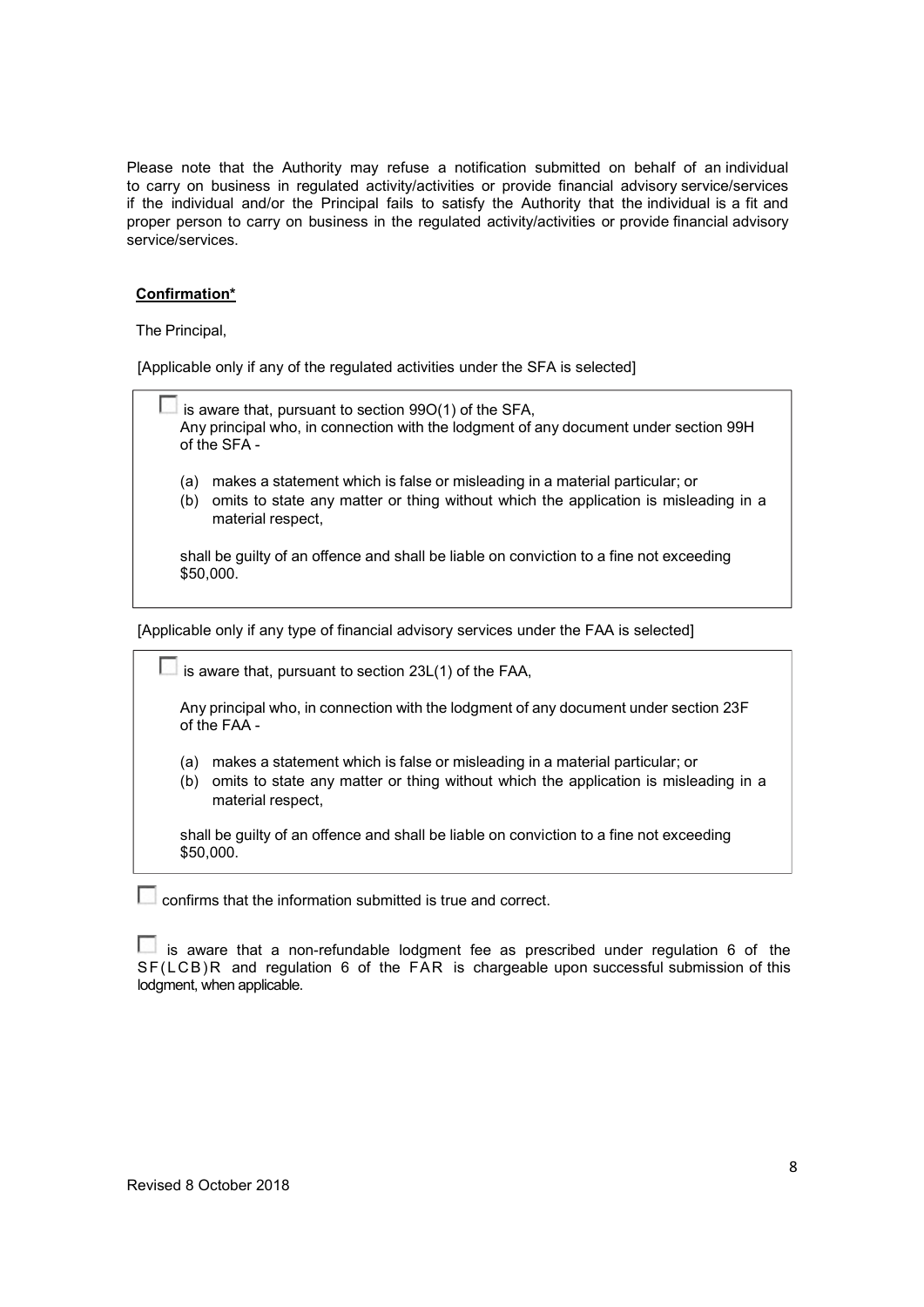Please note that the Authority may refuse a notification submitted on behalf of an individual to carry on business in regulated activity/activities or provide financial advisory service/services if the individual and/or the Principal fails to satisfy the Authority that the individual is a fit and proper person to carry on business in the regulated activity/activities or provide financial advisory service/services.

**Confirmation***

The Principal,

[Applicable only if any of the regulated activities under the SFA is selected]

☐ is aware that, pursuant to section 99O(1) of the SFA,
Any principal who, in connection with the lodgment of any document under section 99H of the SFA -

(a) makes a statement which is false or misleading in a material particular; or
(b) omits to state any matter or thing without which the application is misleading in a material respect,

shall be guilty of an offence and shall be liable on conviction to a fine not exceeding $50,000.

[Applicable only if any type of financial advisory services under the FAA is selected]

☐ is aware that, pursuant to section 23L(1) of the FAA,

Any principal who, in connection with the lodgment of any document under section 23F of the FAA -

(a) makes a statement which is false or misleading in a material particular; or
(b) omits to state any matter or thing without which the application is misleading in a material respect,

shall be guilty of an offence and shall be liable on conviction to a fine not exceeding $50,000.

☐ confirms that the information submitted is true and correct.

☐ is aware that a non-refundable lodgment fee as prescribed under regulation 6 of the SF(LCB)R and regulation 6 of the FAR is chargeable upon successful submission of this lodgment, when applicable.

Revised 8 October 2018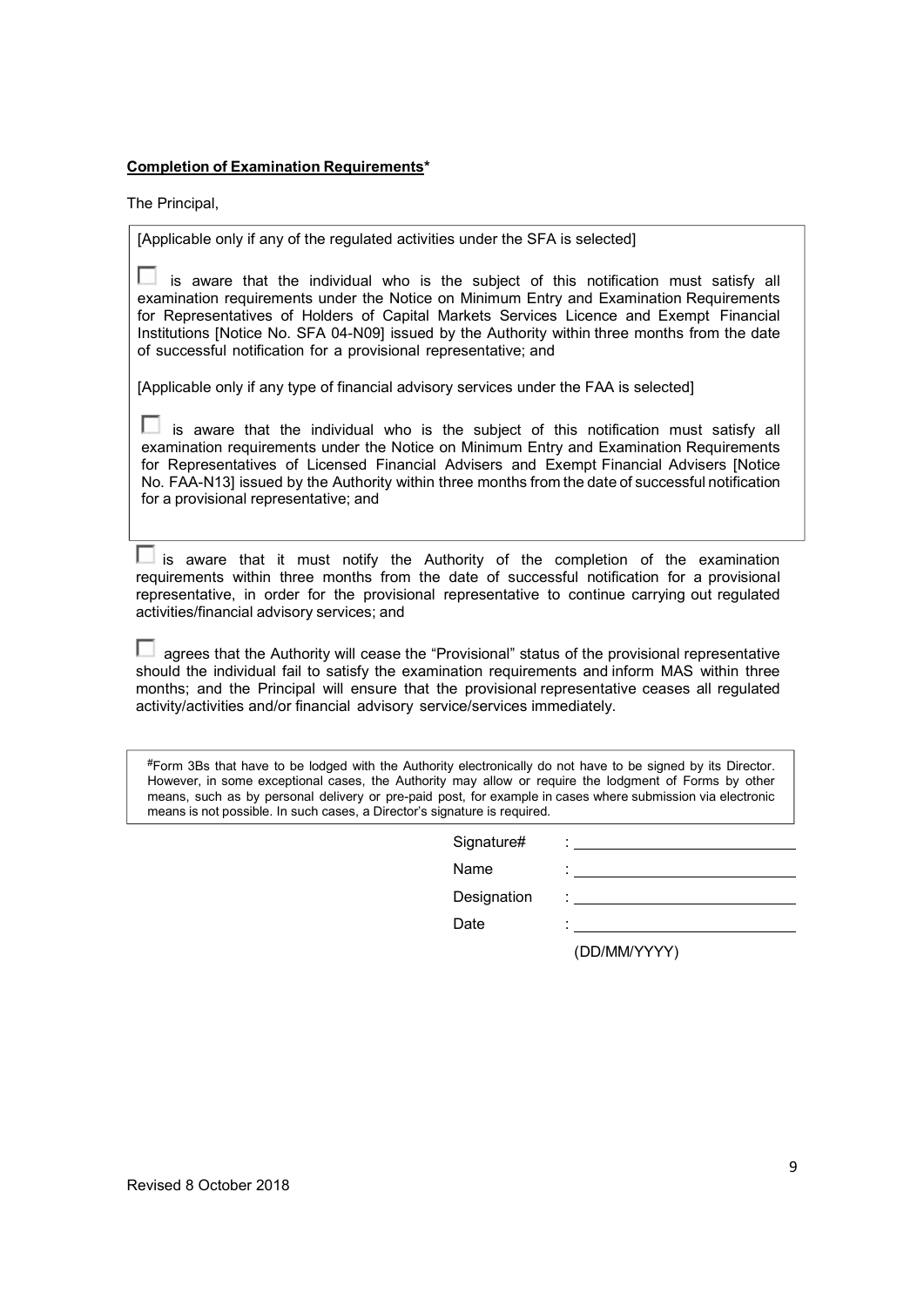**Completion of Examination Requirements***

The Principal,

[Applicable only if any of the regulated activities under the SFA is selected]

☐ is aware that the individual who is the subject of this notification must satisfy all examination requirements under the Notice on Minimum Entry and Examination Requirements for Representatives of Holders of Capital Markets Services Licence and Exempt Financial Institutions [Notice No. SFA 04-N09] issued by the Authority within three months from the date of successful notification for a provisional representative; and

[Applicable only if any type of financial advisory services under the FAA is selected]

☐ is aware that the individual who is the subject of this notification must satisfy all examination requirements under the Notice on Minimum Entry and Examination Requirements for Representatives of Licensed Financial Advisers and Exempt Financial Advisers [Notice No. FAA-N13] issued by the Authority within three months from the date of successful notification for a provisional representative; and

☐ is aware that it must notify the Authority of the completion of the examination requirements within three months from the date of successful notification for a provisional representative, in order for the provisional representative to continue carrying out regulated activities/financial advisory services; and

☐ agrees that the Authority will cease the "Provisional" status of the provisional representative should the individual fail to satisfy the examination requirements and inform MAS within three months; and the Principal will ensure that the provisional representative ceases all regulated activity/activities and/or financial advisory service/services immediately.

#Form 3Bs that have to be lodged with the Authority electronically do not have to be signed by its Director. However, in some exceptional cases, the Authority may allow or require the lodgment of Forms by other means, such as by personal delivery or pre-paid post, for example in cases where submission via electronic means is not possible. In such cases, a Director's signature is required.

Signature# : ____________________

Name : ____________________

Designation : ____________________

Date : ____________________
(DD/MM/YYYY)

Revised 8 October 2018